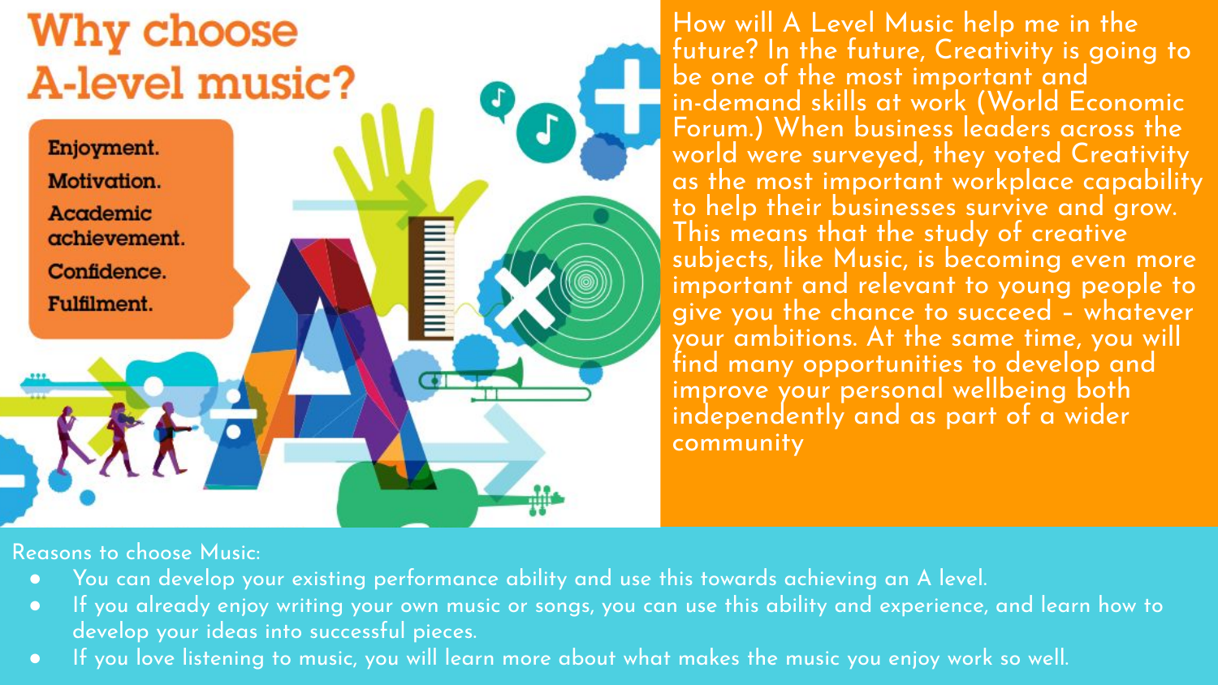# Why choose A-level music?

Enjoyment.
Motivation.
Academic achievement.
Confidence.
Fulfilment.

How will A Level Music help me in the future? In the future, Creativity is going to be one of the most important and in-demand skills at work (World Economic Forum.) When business leaders across the world were surveyed, they voted Creativity as the most important workplace capability to help their businesses survive and grow. This means that the study of creative subjects, like Music, is becoming even more important and relevant to young people to give you the chance to succeed – whatever your ambitions. At the same time, you will find many opportunities to develop and improve your personal wellbeing both independently and as part of a wider community

Reasons to choose Music:

- You can develop your existing performance ability and use this towards achieving an A level.
- If you already enjoy writing your own music or songs, you can use this ability and experience, and learn how to develop your ideas into successful pieces.
- If you love listening to music, you will learn more about what makes the music you enjoy work so well.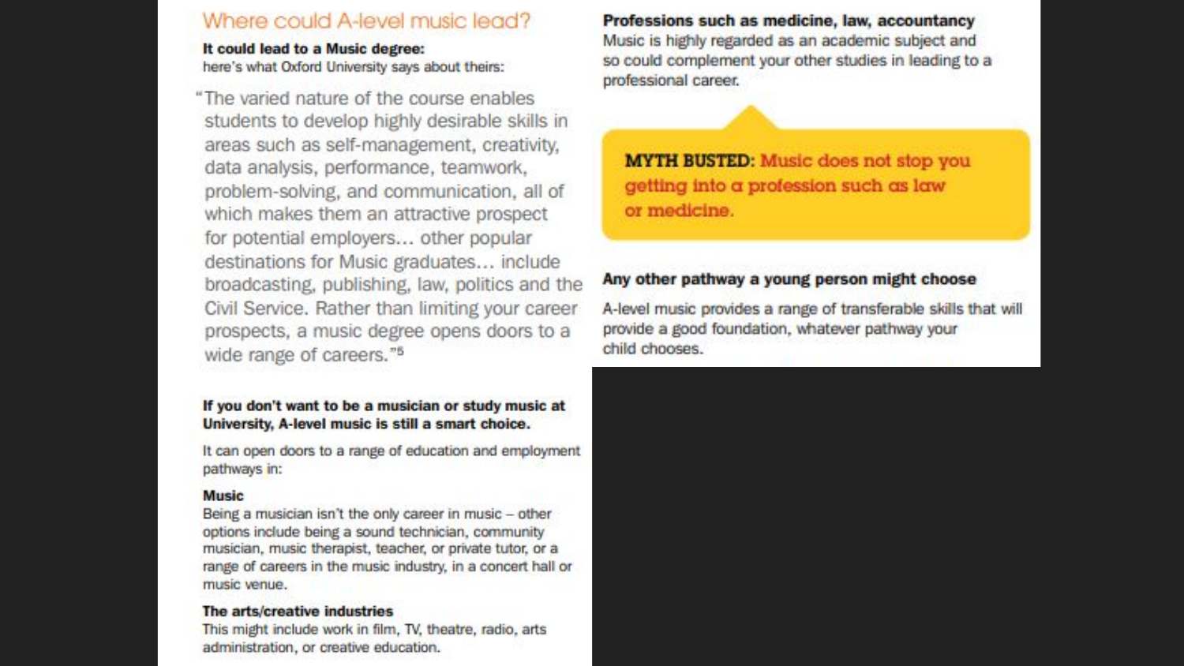## Where could A-level music lead?

**It could lead to a Music degree:**
here's what Oxford University says about theirs:

"The varied nature of the course enables students to develop highly desirable skills in areas such as self-management, creativity, data analysis, performance, teamwork, problem-solving, and communication, all of which makes them an attractive prospect for potential employers… other popular destinations for Music graduates… include broadcasting, publishing, law, politics and the Civil Service. Rather than limiting your career prospects, a music degree opens doors to a wide range of careers."[5]

**If you don't want to be a musician or study music at University, A-level music is still a smart choice.**

It can open doors to a range of education and employment pathways in:

**Music**
Being a musician isn't the only career in music – other options include being a sound technician, community musician, music therapist, teacher, or private tutor, or a range of careers in the music industry, in a concert hall or music venue.

**The arts/creative industries**
This might include work in film, TV, theatre, radio, arts administration, or creative education.

**Professions such as medicine, law, accountancy**
Music is highly regarded as an academic subject and so could complement your other studies in leading to a professional career.

**MYTH BUSTED:** Music does not stop you getting into a profession such as law or medicine.

**Any other pathway a young person might choose**
A-level music provides a range of transferable skills that will provide a good foundation, whatever pathway your child chooses.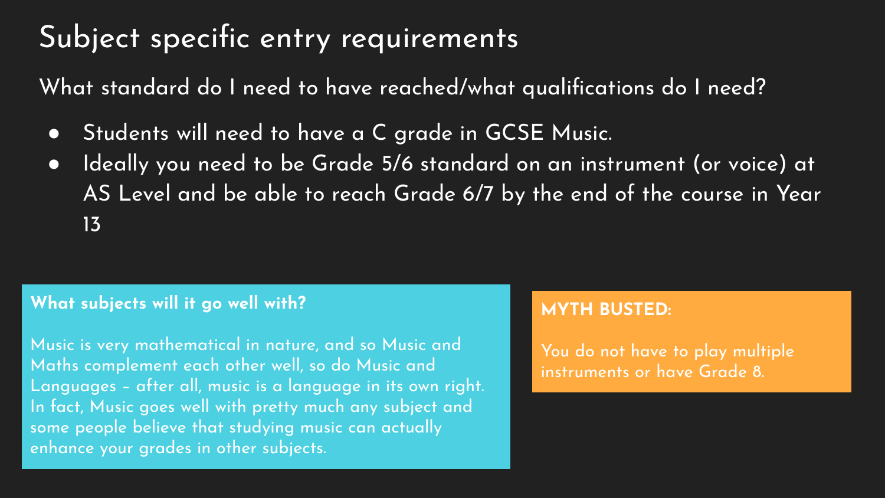# Subject specific entry requirements

What standard do I need to have reached/what qualifications do I need?

- Students will need to have a C grade in GCSE Music.
- Ideally you need to be Grade 5/6 standard on an instrument (or voice) at AS Level and be able to reach Grade 6/7 by the end of the course in Year 13

**What subjects will it go well with?**

Music is very mathematical in nature, and so Music and Maths complement each other well, so do Music and Languages – after all, music is a language in its own right. In fact, Music goes well with pretty much any subject and some people believe that studying music can actually enhance your grades in other subjects.

**MYTH BUSTED:**

You do not have to play multiple instruments or have Grade 8.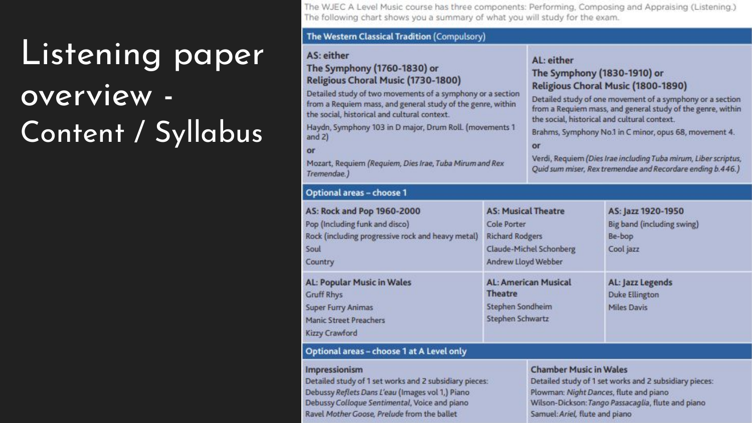# Listening paper overview - Content / Syllabus

The WJEC A Level Music course has three components: Performing, Composing and Appraising (Listening.) The following chart shows you a summary of what you will study for the exam.

## The Western Classical Tradition (Compulsory)

| AS | AL |
|---|---|
| **AS: either** **The Symphony (1760-1830) or** **Religious Choral Music (1730-1800)** Detailed study of two movements of a symphony or a section from a Requiem mass, and general study of the genre, within the social, historical and cultural context. Haydn, Symphony 103 in D major, Drum Roll. (movements 1 and 2) or Mozart, Requiem *(Requiem, Dies Irae, Tuba Mirum and Rex Tremendae.)* | **AL: either** **The Symphony (1830-1910) or** **Religious Choral Music (1800-1890)** Detailed study of one movement of a symphony or a section from a Requiem mass, and general study of the genre, within the social, historical and cultural context. Brahms, Symphony No.1 in C minor, opus 68, movement 4. or Verdi, Requiem *(Dies Irae including Tuba mirum, Liber scriptus, Quid sum miser, Rex tremendae and Recordare ending b.446.)* |

## Optional areas – choose 1

| | | |
|---|---|---|
| **AS: Rock and Pop 1960-2000** Pop (Including funk and disco) Rock (including progressive rock and heavy metal) Soul Country | **AS: Musical Theatre** Cole Porter Richard Rodgers Claude-Michel Schonberg Andrew Lloyd Webber | **AS: Jazz 1920-1950** Big band (including swing) Be-bop Cool jazz |
| **AL: Popular Music in Wales** Gruff Rhys Super Furry Animas Manic Street Preachers Kizzy Crawford | **AL: American Musical Theatre** Stephen Sondheim Stephen Schwartz | **AL: Jazz Legends** Duke Ellington Miles Davis |

## Optional areas – choose 1 at A Level only

| | |
|---|---|
| **Impressionism** Detailed study of 1 set works and 2 subsidiary pieces: Debussy *Reflets Dans L'eau* (Images vol 1,) Piano Debussy *Colloque Sentimental*, Voice and piano Ravel *Mother Goose*, *Prelude* from the ballet | **Chamber Music in Wales** Detailed study of 1 set works and 2 subsidiary pieces: Plowman: *Night Dances*, flute and piano Wilson-Dickson: *Tango Passacaglia*, flute and piano Samuel: *Ariel*, flute and piano |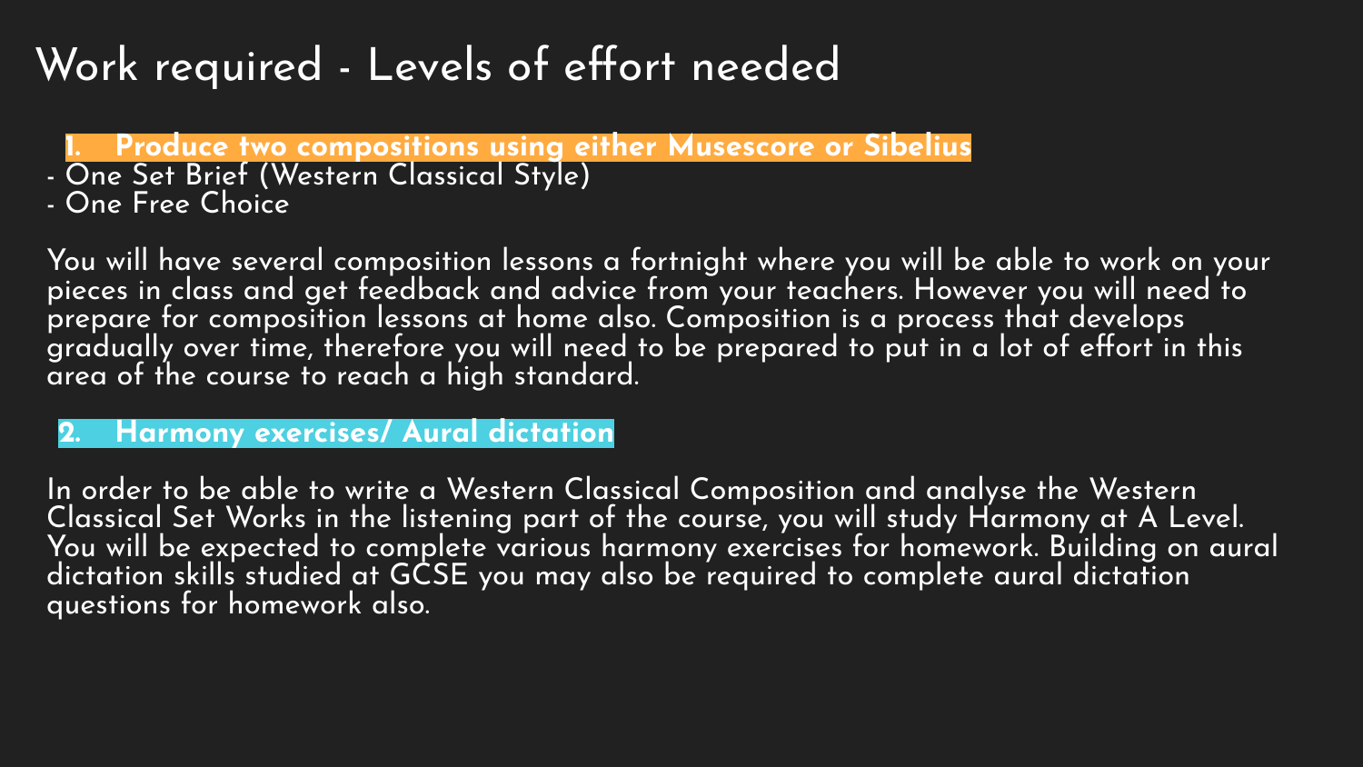# Work required - Levels of effort needed

**1. Produce two compositions using either Musescore or Sibelius**

- One Set Brief (Western Classical Style)
- One Free Choice

You will have several composition lessons a fortnight where you will be able to work on your pieces in class and get feedback and advice from your teachers. However you will need to prepare for composition lessons at home also. Composition is a process that develops gradually over time, therefore you will need to be prepared to put in a lot of effort in this area of the course to reach a high standard.

**2. Harmony exercises/ Aural dictation**

In order to be able to write a Western Classical Composition and analyse the Western Classical Set Works in the listening part of the course, you will study Harmony at A Level. You will be expected to complete various harmony exercises for homework. Building on aural dictation skills studied at GCSE you may also be required to complete aural dictation questions for homework also.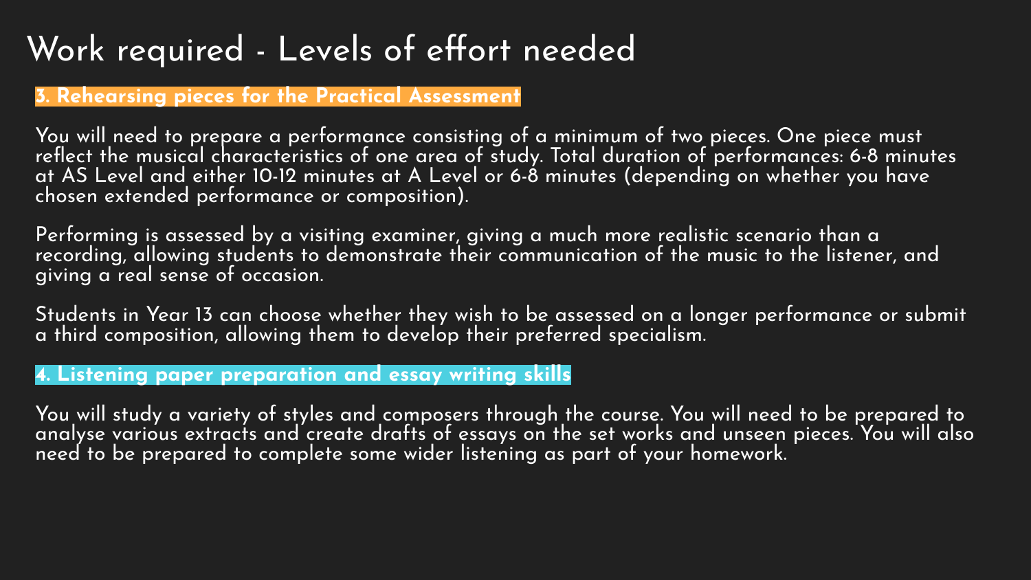# Work required - Levels of effort needed

**3. Rehearsing pieces for the Practical Assessment**

You will need to prepare a performance consisting of a minimum of two pieces. One piece must reflect the musical characteristics of one area of study. Total duration of performances: 6-8 minutes at AS Level and either 10-12 minutes at A Level or 6-8 minutes (depending on whether you have chosen extended performance or composition).

Performing is assessed by a visiting examiner, giving a much more realistic scenario than a recording, allowing students to demonstrate their communication of the music to the listener, and giving a real sense of occasion.

Students in Year 13 can choose whether they wish to be assessed on a longer performance or submit a third composition, allowing them to develop their preferred specialism.

**4. Listening paper preparation and essay writing skills**

You will study a variety of styles and composers through the course. You will need to be prepared to analyse various extracts and create drafts of essays on the set works and unseen pieces. You will also need to be prepared to complete some wider listening as part of your homework.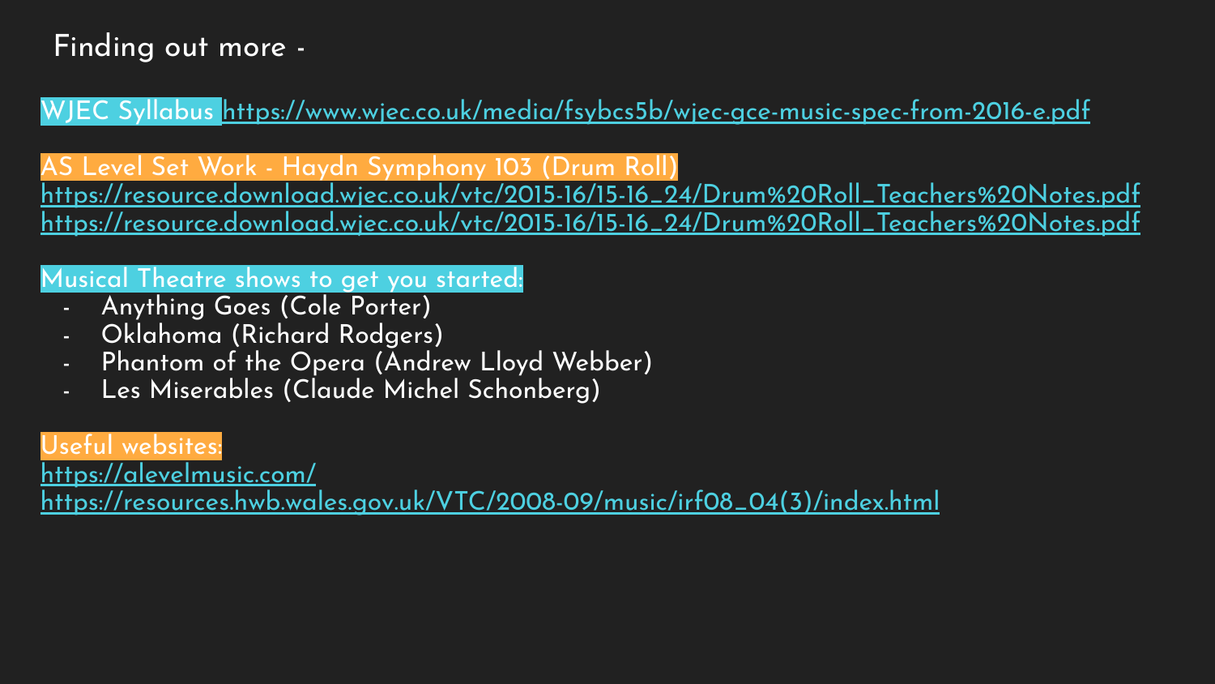# Finding out more -

WJEC Syllabus https://www.wjec.co.uk/media/fsybcs5b/wjec-gce-music-spec-from-2016-e.pdf

AS Level Set Work - Haydn Symphony 103 (Drum Roll)
https://resource.download.wjec.co.uk/vtc/2015-16/15-16_24/Drum%20Roll_Teachers%20Notes.pdf
https://resource.download.wjec.co.uk/vtc/2015-16/15-16_24/Drum%20Roll_Teachers%20Notes.pdf

Musical Theatre shows to get you started:

- Anything Goes (Cole Porter)
- Oklahoma (Richard Rodgers)
- Phantom of the Opera (Andrew Lloyd Webber)
- Les Miserables (Claude Michel Schonberg)

Useful websites:
https://alevelmusic.com/
https://resources.hwb.wales.gov.uk/VTC/2008-09/music/irf08_04(3)/index.html